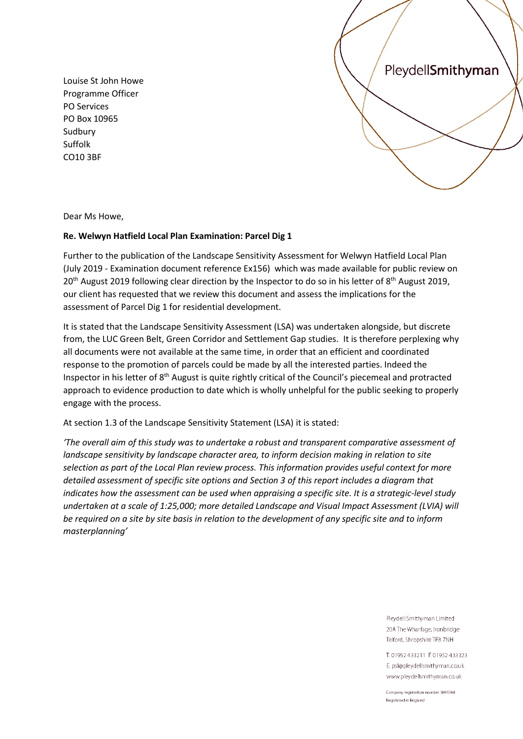Louise St John Howe
Programme Officer
PO Services
PO Box 10965
Sudbury
Suffolk
CO10 3BF

PleydellSmithyman

Dear Ms Howe,

**Re. Welwyn Hatfield Local Plan Examination: Parcel Dig 1**

Further to the publication of the Landscape Sensitivity Assessment for Welwyn Hatfield Local Plan (July 2019 - Examination document reference Ex156) which was made available for public review on 20th August 2019 following clear direction by the Inspector to do so in his letter of 8th August 2019, our client has requested that we review this document and assess the implications for the assessment of Parcel Dig 1 for residential development.

It is stated that the Landscape Sensitivity Assessment (LSA) was undertaken alongside, but discrete from, the LUC Green Belt, Green Corridor and Settlement Gap studies. It is therefore perplexing why all documents were not available at the same time, in order that an efficient and coordinated response to the promotion of parcels could be made by all the interested parties. Indeed the Inspector in his letter of 8th August is quite rightly critical of the Council's piecemeal and protracted approach to evidence production to date which is wholly unhelpful for the public seeking to properly engage with the process.

At section 1.3 of the Landscape Sensitivity Statement (LSA) it is stated:

*'The overall aim of this study was to undertake a robust and transparent comparative assessment of landscape sensitivity by landscape character area, to inform decision making in relation to site selection as part of the Local Plan review process. This information provides useful context for more detailed assessment of specific site options and Section 3 of this report includes a diagram that indicates how the assessment can be used when appraising a specific site. It is a strategic-level study undertaken at a scale of 1:25,000; more detailed Landscape and Visual Impact Assessment (LVIA) will be required on a site by site basis in relation to the development of any specific site and to inform masterplanning'*

Pleydell Smithyman Limited
20A The Wharfage, Ironbridge
Telford, Shropshire TF8 7NH

T. 01952 433211 F. 01952 433323
E. psl@pleydellsmithyman.co.uk
www.pleydellsmithyman.co.uk

Company registration number 3095748
Registered in England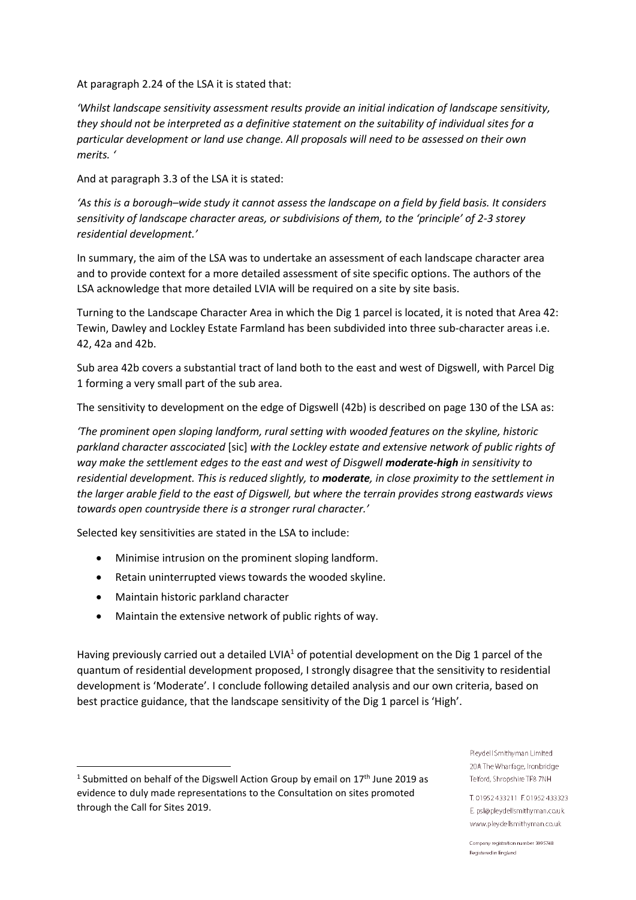At paragraph 2.24 of the LSA it is stated that:

*'Whilst landscape sensitivity assessment results provide an initial indication of landscape sensitivity, they should not be interpreted as a definitive statement on the suitability of individual sites for a particular development or land use change. All proposals will need to be assessed on their own merits. '*

And at paragraph 3.3 of the LSA it is stated:

*'As this is a borough–wide study it cannot assess the landscape on a field by field basis. It considers sensitivity of landscape character areas, or subdivisions of them, to the 'principle' of 2-3 storey residential development.'*

In summary, the aim of the LSA was to undertake an assessment of each landscape character area and to provide context for a more detailed assessment of site specific options. The authors of the LSA acknowledge that more detailed LVIA will be required on a site by site basis.

Turning to the Landscape Character Area in which the Dig 1 parcel is located, it is noted that Area 42: Tewin, Dawley and Lockley Estate Farmland has been subdivided into three sub-character areas i.e. 42, 42a and 42b.

Sub area 42b covers a substantial tract of land both to the east and west of Digswell, with Parcel Dig 1 forming a very small part of the sub area.

The sensitivity to development on the edge of Digswell (42b) is described on page 130 of the LSA as:

*'The prominent open sloping landform, rural setting with wooded features on the skyline, historic parkland character asscociated* [sic] *with the Lockley estate and extensive network of public rights of way make the settlement edges to the east and west of Disgwell **moderate-high** in sensitivity to residential development. This is reduced slightly, to **moderate**, in close proximity to the settlement in the larger arable field to the east of Digswell, but where the terrain provides strong eastwards views towards open countryside there is a stronger rural character.'*

Selected key sensitivities are stated in the LSA to include:

- Minimise intrusion on the prominent sloping landform.
- Retain uninterrupted views towards the wooded skyline.
- Maintain historic parkland character
- Maintain the extensive network of public rights of way.

Having previously carried out a detailed LVIA[1] of potential development on the Dig 1 parcel of the quantum of residential development proposed, I strongly disagree that the sensitivity to residential development is 'Moderate'. I conclude following detailed analysis and our own criteria, based on best practice guidance, that the landscape sensitivity of the Dig 1 parcel is 'High'.

[1] Submitted on behalf of the Digswell Action Group by email on 17th June 2019 as evidence to duly made representations to the Consultation on sites promoted through the Call for Sites 2019.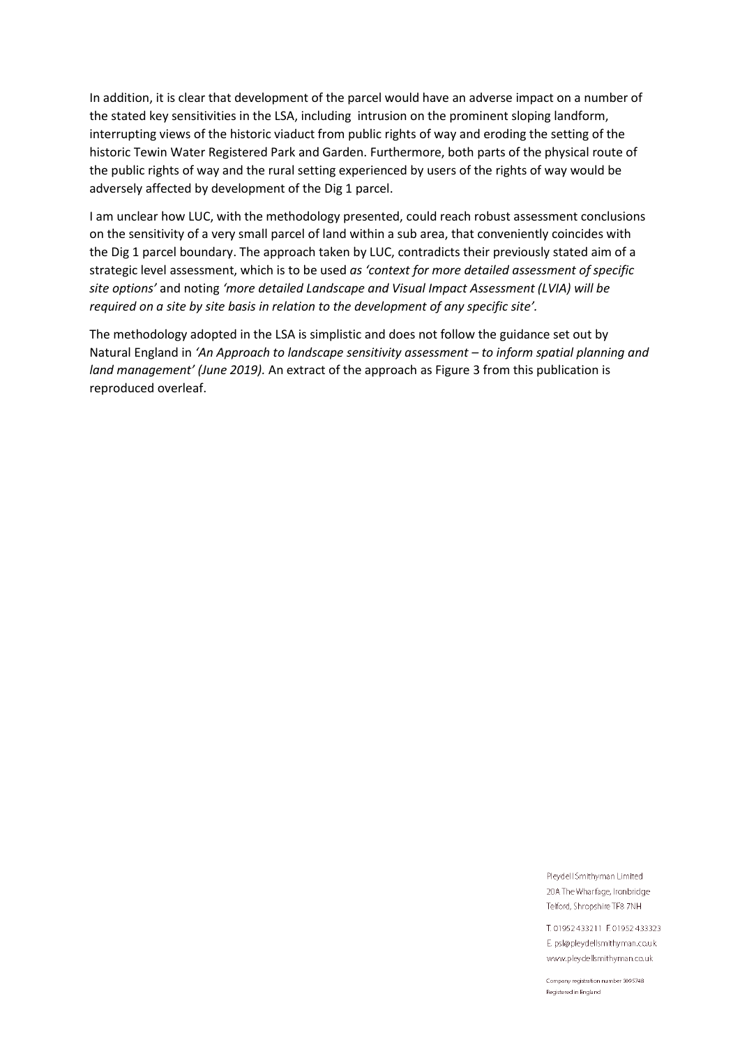In addition, it is clear that development of the parcel would have an adverse impact on a number of the stated key sensitivities in the LSA, including intrusion on the prominent sloping landform, interrupting views of the historic viaduct from public rights of way and eroding the setting of the historic Tewin Water Registered Park and Garden. Furthermore, both parts of the physical route of the public rights of way and the rural setting experienced by users of the rights of way would be adversely affected by development of the Dig 1 parcel.

I am unclear how LUC, with the methodology presented, could reach robust assessment conclusions on the sensitivity of a very small parcel of land within a sub area, that conveniently coincides with the Dig 1 parcel boundary. The approach taken by LUC, contradicts their previously stated aim of a strategic level assessment, which is to be used *as 'context for more detailed assessment of specific site options'* and noting *'more detailed Landscape and Visual Impact Assessment (LVIA) will be required on a site by site basis in relation to the development of any specific site'.*

The methodology adopted in the LSA is simplistic and does not follow the guidance set out by Natural England in *'An Approach to landscape sensitivity assessment – to inform spatial planning and land management' (June 2019).* An extract of the approach as Figure 3 from this publication is reproduced overleaf.

Pleydell Smithyman Limited
20A The Wharfage, Ironbridge
Telford, Shropshire TF8 7NH

T. 01952 433211 F. 01952 433323
E. psl@pleydellsmithyman.co.uk
www.pleydellsmithyman.co.uk

Company registration number 3095748
Registered in England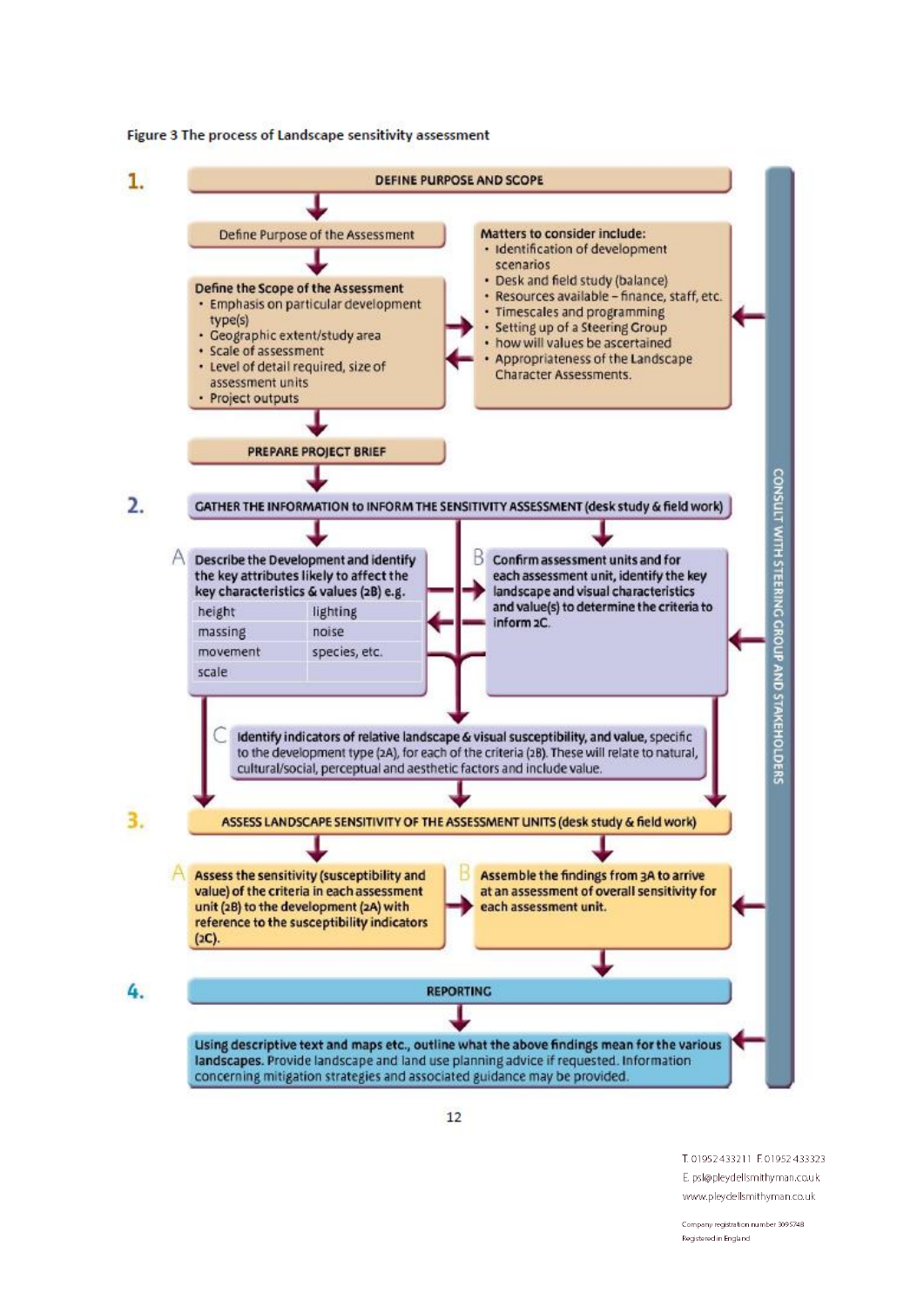**Figure 3 The process of Landscape sensitivity assessment**

## 1. DEFINE PURPOSE AND SCOPE

Define Purpose of the Assessment

**Define the Scope of the Assessment**

- Emphasis on particular development type(s)
- Geographic extent/study area
- Scale of assessment
- Level of detail required, size of assessment units
- Project outputs

**Matters to consider include:**

- Identification of development scenarios
- Desk and field study (balance)
- Resources available – finance, staff, etc.
- Timescales and programming
- Setting up of a Steering Group
- how will values be ascertained
- Appropriateness of the Landscape Character Assessments.

**PREPARE PROJECT BRIEF**

## 2. GATHER THE INFORMATION to INFORM THE SENSITIVITY ASSESSMENT (desk study & field work)

**A** Describe the Development and identify the key attributes likely to affect the key characteristics & values (2B) e.g.

| | |
|---|---|
| height | lighting |
| massing | noise |
| movement | species, etc. |
| scale | |

**B** Confirm assessment units and for each assessment unit, identify the key landscape and visual characteristics and value(s) to determine the criteria to inform 2C.

**C** Identify indicators of relative landscape & visual susceptibility, and value, specific to the development type (2A), for each of the criteria (2B). These will relate to natural, cultural/social, perceptual and aesthetic factors and include value.

## 3. ASSESS LANDSCAPE SENSITIVITY OF THE ASSESSMENT UNITS (desk study & field work)

**A** Assess the sensitivity (susceptibility and value) of the criteria in each assessment unit (2B) to the development (2A) with reference to the susceptibility indicators (2C).

**B** Assemble the findings from 3A to arrive at an assessment of overall sensitivity for each assessment unit.

## 4. REPORTING

**Using descriptive text and maps etc., outline what the above findings mean for the various landscapes.** Provide landscape and land use planning advice if requested. Information concerning mitigation strategies and associated guidance may be provided.

CONSULT WITH STEERING GROUP AND STAKEHOLDERS

T 01952 433211 F 01952 433323
E psl@pleydellsmithyman.co.uk
www.pleydellsmithyman.co.uk

Company registration number 3095748
Registered in England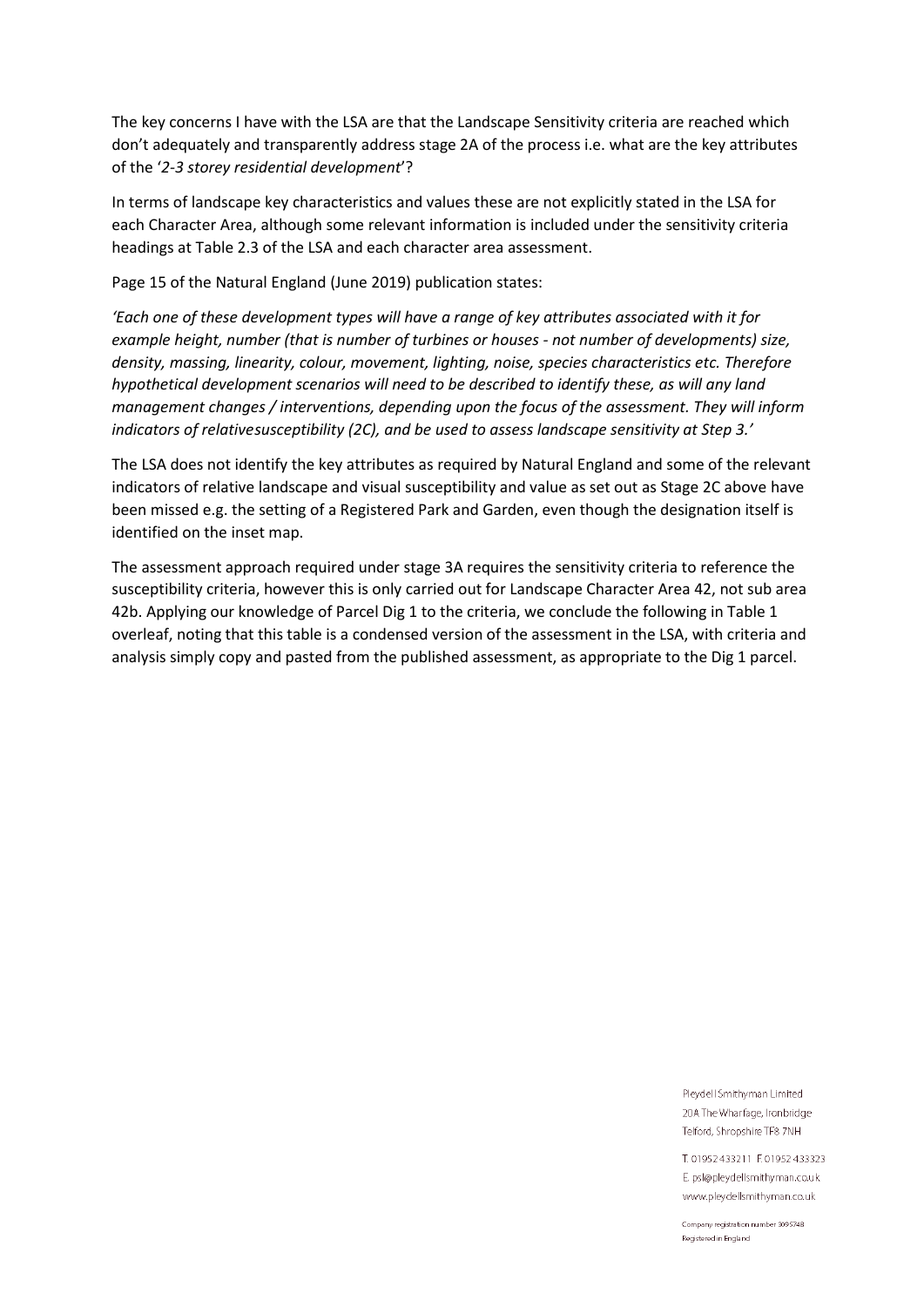The key concerns I have with the LSA are that the Landscape Sensitivity criteria are reached which don't adequately and transparently address stage 2A of the process i.e. what are the key attributes of the '*2-3 storey residential development*'?

In terms of landscape key characteristics and values these are not explicitly stated in the LSA for each Character Area, although some relevant information is included under the sensitivity criteria headings at Table 2.3 of the LSA and each character area assessment.

Page 15 of the Natural England (June 2019) publication states:

*'Each one of these development types will have a range of key attributes associated with it for example height, number (that is number of turbines or houses - not number of developments) size, density, massing, linearity, colour, movement, lighting, noise, species characteristics etc. Therefore hypothetical development scenarios will need to be described to identify these, as will any land management changes / interventions, depending upon the focus of the assessment. They will inform indicators of relativesusceptibility (2C), and be used to assess landscape sensitivity at Step 3.'*

The LSA does not identify the key attributes as required by Natural England and some of the relevant indicators of relative landscape and visual susceptibility and value as set out as Stage 2C above have been missed e.g. the setting of a Registered Park and Garden, even though the designation itself is identified on the inset map.

The assessment approach required under stage 3A requires the sensitivity criteria to reference the susceptibility criteria, however this is only carried out for Landscape Character Area 42, not sub area 42b. Applying our knowledge of Parcel Dig 1 to the criteria, we conclude the following in Table 1 overleaf, noting that this table is a condensed version of the assessment in the LSA, with criteria and analysis simply copy and pasted from the published assessment, as appropriate to the Dig 1 parcel.

Pleydell Smithyman Limited
20A The Wharfage, Ironbridge
Telford, Shropshire TF8 7NH

T. 01952 433211 F. 01952 433323
E. psl@pleydellsmithyman.co.uk
www.pleydellsmithyman.co.uk

Company registration number 3095748
Registered in England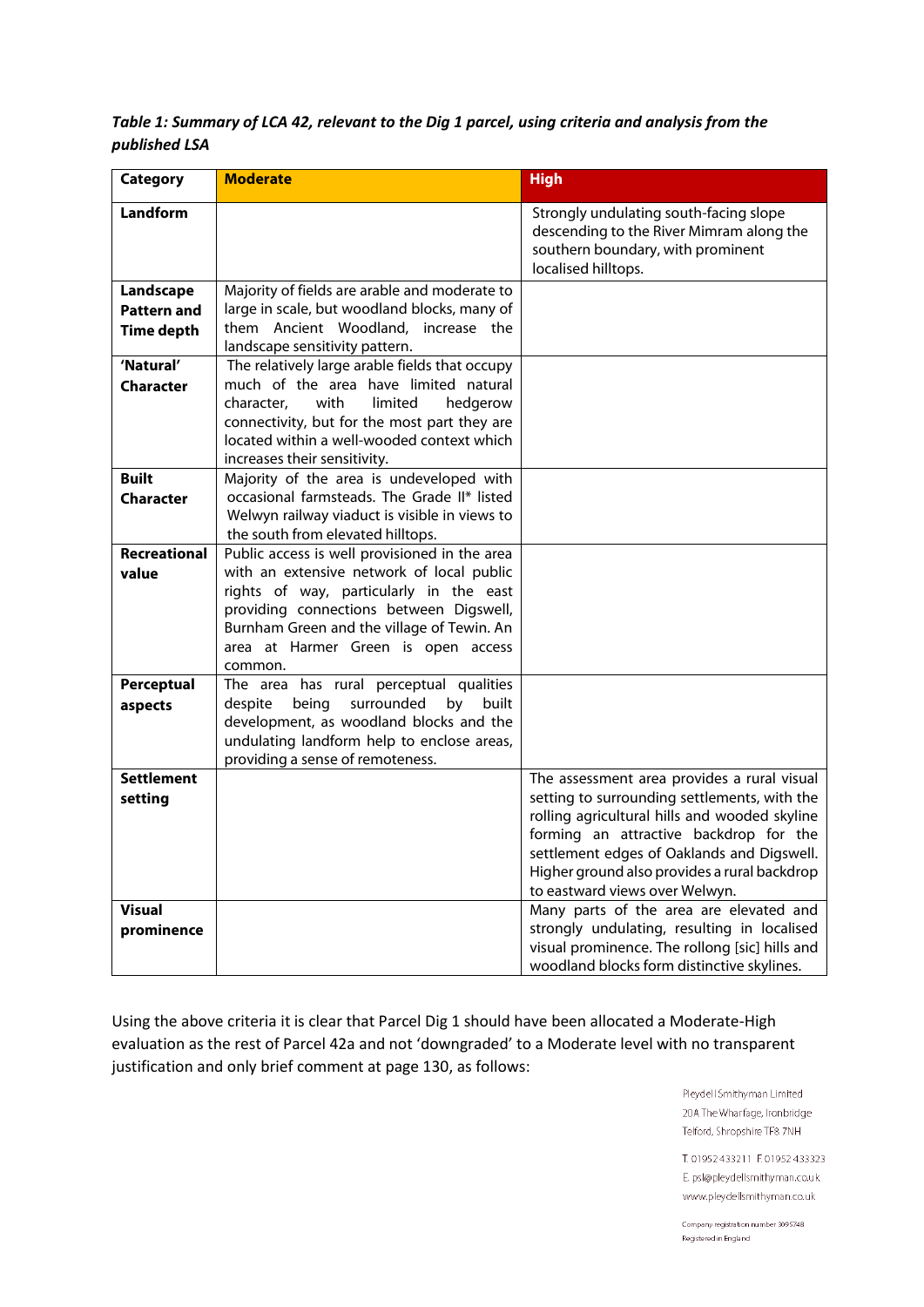*Table 1: Summary of LCA 42, relevant to the Dig 1 parcel, using criteria and analysis from the published LSA*

| Category | Moderate | High |
|---|---|---|
| Landform | | Strongly undulating south-facing slope descending to the River Mimram along the southern boundary, with prominent localised hilltops. |
| Landscape Pattern and Time depth | Majority of fields are arable and moderate to large in scale, but woodland blocks, many of them Ancient Woodland, increase the landscape sensitivity pattern. | |
| 'Natural' Character | The relatively large arable fields that occupy much of the area have limited natural character, with limited hedgerow connectivity, but for the most part they are located within a well-wooded context which increases their sensitivity. | |
| Built Character | Majority of the area is undeveloped with occasional farmsteads. The Grade II* listed Welwyn railway viaduct is visible in views to the south from elevated hilltops. | |
| Recreational value | Public access is well provisioned in the area with an extensive network of local public rights of way, particularly in the east providing connections between Digswell, Burnham Green and the village of Tewin. An area at Harmer Green is open access common. | |
| Perceptual aspects | The area has rural perceptual qualities despite being surrounded by built development, as woodland blocks and the undulating landform help to enclose areas, providing a sense of remoteness. | |
| Settlement setting | | The assessment area provides a rural visual setting to surrounding settlements, with the rolling agricultural hills and wooded skyline forming an attractive backdrop for the settlement edges of Oaklands and Digswell. Higher ground also provides a rural backdrop to eastward views over Welwyn. |
| Visual prominence | | Many parts of the area are elevated and strongly undulating, resulting in localised visual prominence. The rollong [sic] hills and woodland blocks form distinctive skylines. |

Using the above criteria it is clear that Parcel Dig 1 should have been allocated a Moderate-High evaluation as the rest of Parcel 42a and not 'downgraded' to a Moderate level with no transparent justification and only brief comment at page 130, as follows:

Pleydell Smithyman Limited
20A The Wharfage, Ironbridge
Telford, Shropshire TF8 7NH

T. 01952 433211 F. 01952 433323
E. psl@pleydellsmithyman.co.uk
www.pleydellsmithyman.co.uk

Company registration number 3095748
Registered in England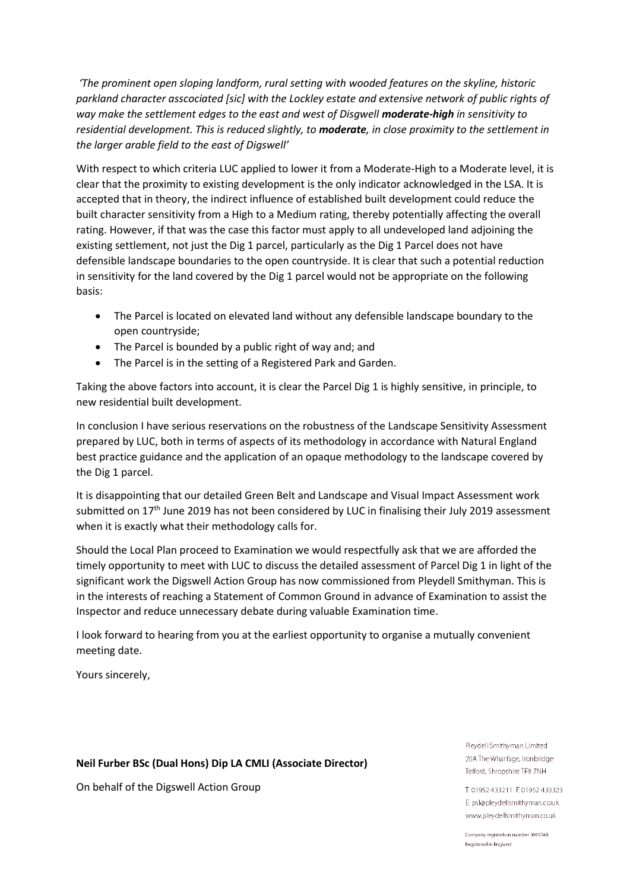*'The prominent open sloping landform, rural setting with wooded features on the skyline, historic parkland character asscociated [sic] with the Lockley estate and extensive network of public rights of way make the settlement edges to the east and west of Disgwell **moderate-high** in sensitivity to residential development. This is reduced slightly, to **moderate**, in close proximity to the settlement in the larger arable field to the east of Digswell'*

With respect to which criteria LUC applied to lower it from a Moderate-High to a Moderate level, it is clear that the proximity to existing development is the only indicator acknowledged in the LSA. It is accepted that in theory, the indirect influence of established built development could reduce the built character sensitivity from a High to a Medium rating, thereby potentially affecting the overall rating. However, if that was the case this factor must apply to all undeveloped land adjoining the existing settlement, not just the Dig 1 parcel, particularly as the Dig 1 Parcel does not have defensible landscape boundaries to the open countryside. It is clear that such a potential reduction in sensitivity for the land covered by the Dig 1 parcel would not be appropriate on the following basis:

- The Parcel is located on elevated land without any defensible landscape boundary to the open countryside;
- The Parcel is bounded by a public right of way and; and
- The Parcel is in the setting of a Registered Park and Garden.

Taking the above factors into account, it is clear the Parcel Dig 1 is highly sensitive, in principle, to new residential built development.

In conclusion I have serious reservations on the robustness of the Landscape Sensitivity Assessment prepared by LUC, both in terms of aspects of its methodology in accordance with Natural England best practice guidance and the application of an opaque methodology to the landscape covered by the Dig 1 parcel.

It is disappointing that our detailed Green Belt and Landscape and Visual Impact Assessment work submitted on 17th June 2019 has not been considered by LUC in finalising their July 2019 assessment when it is exactly what their methodology calls for.

Should the Local Plan proceed to Examination we would respectfully ask that we are afforded the timely opportunity to meet with LUC to discuss the detailed assessment of Parcel Dig 1 in light of the significant work the Digswell Action Group has now commissioned from Pleydell Smithyman. This is in the interests of reaching a Statement of Common Ground in advance of Examination to assist the Inspector and reduce unnecessary debate during valuable Examination time.

I look forward to hearing from you at the earliest opportunity to organise a mutually convenient meeting date.

Yours sincerely,

**Neil Furber BSc (Dual Hons) Dip LA CMLI (Associate Director)**

On behalf of the Digswell Action Group

Pleydell Smithyman Limited
20A The Wharfage, Ironbridge
Telford, Shropshire TF8 7NH

T. 01952 433211 F. 01952 433323
E. psl@pleydellsmithyman.co.uk
www.pleydellsmithyman.co.uk

Company registration number 3095748
Registered in England